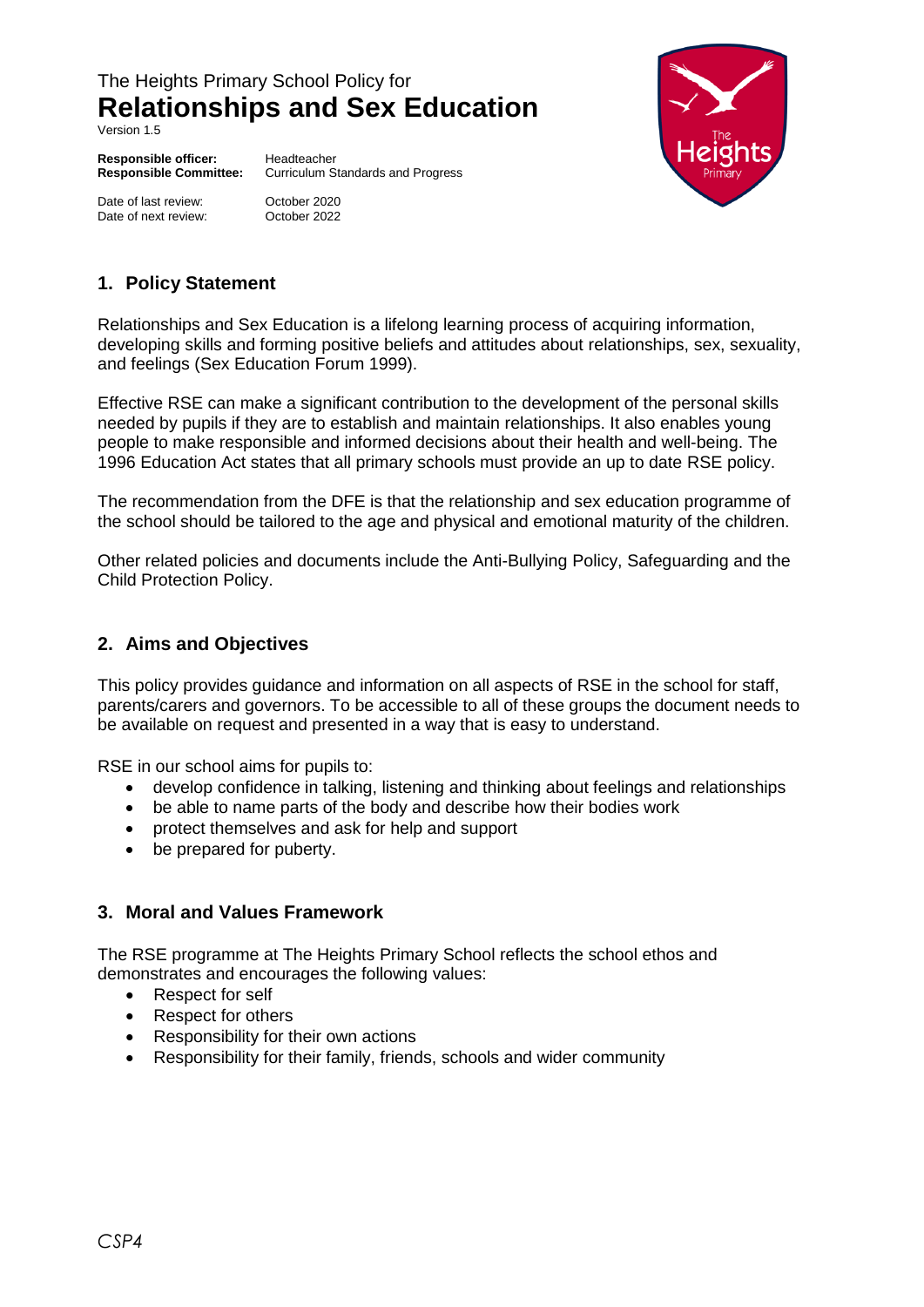The Heights Primary School Policy for

# Relationships and Sex Education

Version 1.5

**Responsible officer:** Headteacher
**Responsible Committee:** Curriculum Standards and Progress

Date of last review: October 2020
Date of next review: October 2022

## 1. Policy Statement

Relationships and Sex Education is a lifelong learning process of acquiring information, developing skills and forming positive beliefs and attitudes about relationships, sex, sexuality, and feelings (Sex Education Forum 1999).

Effective RSE can make a significant contribution to the development of the personal skills needed by pupils if they are to establish and maintain relationships. It also enables young people to make responsible and informed decisions about their health and well-being. The 1996 Education Act states that all primary schools must provide an up to date RSE policy.

The recommendation from the DFE is that the relationship and sex education programme of the school should be tailored to the age and physical and emotional maturity of the children.

Other related policies and documents include the Anti-Bullying Policy, Safeguarding and the Child Protection Policy.

## 2. Aims and Objectives

This policy provides guidance and information on all aspects of RSE in the school for staff, parents/carers and governors. To be accessible to all of these groups the document needs to be available on request and presented in a way that is easy to understand.

RSE in our school aims for pupils to:

- develop confidence in talking, listening and thinking about feelings and relationships
- be able to name parts of the body and describe how their bodies work
- protect themselves and ask for help and support
- be prepared for puberty.

## 3. Moral and Values Framework

The RSE programme at The Heights Primary School reflects the school ethos and demonstrates and encourages the following values:

- Respect for self
- Respect for others
- Responsibility for their own actions
- Responsibility for their family, friends, schools and wider community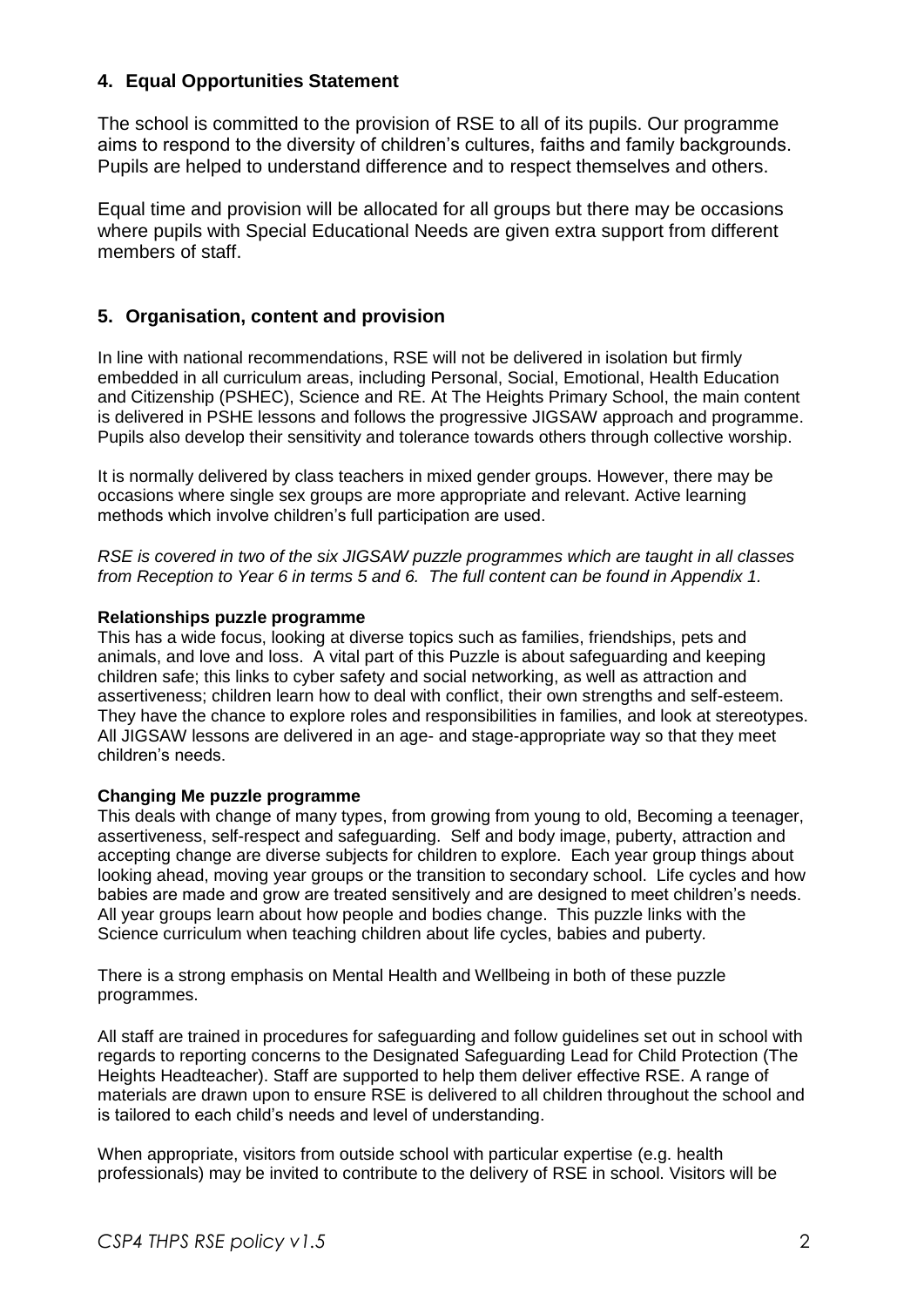## 4. Equal Opportunities Statement

The school is committed to the provision of RSE to all of its pupils. Our programme aims to respond to the diversity of children's cultures, faiths and family backgrounds. Pupils are helped to understand difference and to respect themselves and others.

Equal time and provision will be allocated for all groups but there may be occasions where pupils with Special Educational Needs are given extra support from different members of staff.

## 5. Organisation, content and provision

In line with national recommendations, RSE will not be delivered in isolation but firmly embedded in all curriculum areas, including Personal, Social, Emotional, Health Education and Citizenship (PSHEC), Science and RE. At The Heights Primary School, the main content is delivered in PSHE lessons and follows the progressive JIGSAW approach and programme. Pupils also develop their sensitivity and tolerance towards others through collective worship.

It is normally delivered by class teachers in mixed gender groups. However, there may be occasions where single sex groups are more appropriate and relevant. Active learning methods which involve children's full participation are used.

*RSE is covered in two of the six JIGSAW puzzle programmes which are taught in all classes from Reception to Year 6 in terms 5 and 6. The full content can be found in Appendix 1.*

**Relationships puzzle programme**
This has a wide focus, looking at diverse topics such as families, friendships, pets and animals, and love and loss. A vital part of this Puzzle is about safeguarding and keeping children safe; this links to cyber safety and social networking, as well as attraction and assertiveness; children learn how to deal with conflict, their own strengths and self-esteem. They have the chance to explore roles and responsibilities in families, and look at stereotypes. All JIGSAW lessons are delivered in an age- and stage-appropriate way so that they meet children's needs.

**Changing Me puzzle programme**
This deals with change of many types, from growing from young to old, Becoming a teenager, assertiveness, self-respect and safeguarding. Self and body image, puberty, attraction and accepting change are diverse subjects for children to explore. Each year group things about looking ahead, moving year groups or the transition to secondary school. Life cycles and how babies are made and grow are treated sensitively and are designed to meet children's needs. All year groups learn about how people and bodies change. This puzzle links with the Science curriculum when teaching children about life cycles, babies and puberty.

There is a strong emphasis on Mental Health and Wellbeing in both of these puzzle programmes.

All staff are trained in procedures for safeguarding and follow guidelines set out in school with regards to reporting concerns to the Designated Safeguarding Lead for Child Protection (The Heights Headteacher). Staff are supported to help them deliver effective RSE. A range of materials are drawn upon to ensure RSE is delivered to all children throughout the school and is tailored to each child's needs and level of understanding.

When appropriate, visitors from outside school with particular expertise (e.g. health professionals) may be invited to contribute to the delivery of RSE in school. Visitors will be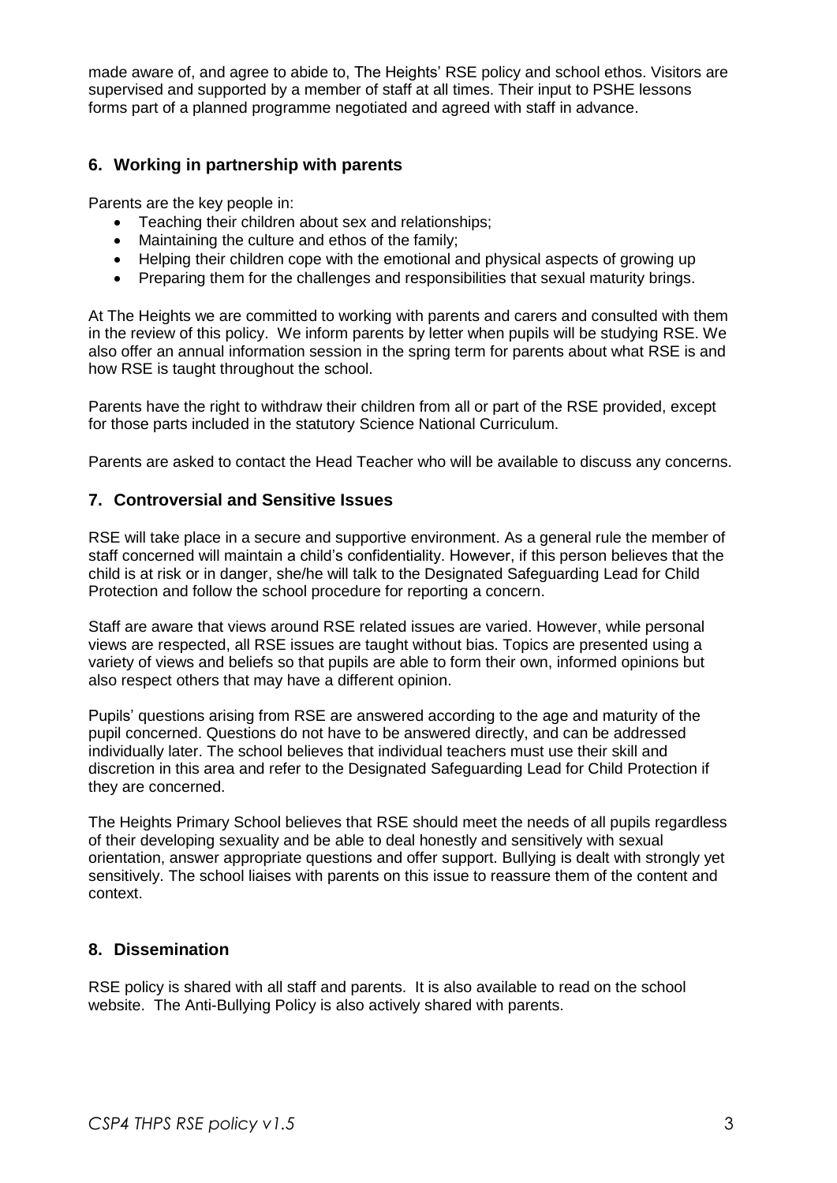made aware of, and agree to abide to, The Heights' RSE policy and school ethos. Visitors are supervised and supported by a member of staff at all times. Their input to PSHE lessons forms part of a planned programme negotiated and agreed with staff in advance.

## 6. Working in partnership with parents

Parents are the key people in:

- Teaching their children about sex and relationships;
- Maintaining the culture and ethos of the family;
- Helping their children cope with the emotional and physical aspects of growing up
- Preparing them for the challenges and responsibilities that sexual maturity brings.

At The Heights we are committed to working with parents and carers and consulted with them in the review of this policy. We inform parents by letter when pupils will be studying RSE. We also offer an annual information session in the spring term for parents about what RSE is and how RSE is taught throughout the school.

Parents have the right to withdraw their children from all or part of the RSE provided, except for those parts included in the statutory Science National Curriculum.

Parents are asked to contact the Head Teacher who will be available to discuss any concerns.

## 7. Controversial and Sensitive Issues

RSE will take place in a secure and supportive environment. As a general rule the member of staff concerned will maintain a child's confidentiality. However, if this person believes that the child is at risk or in danger, she/he will talk to the Designated Safeguarding Lead for Child Protection and follow the school procedure for reporting a concern.

Staff are aware that views around RSE related issues are varied. However, while personal views are respected, all RSE issues are taught without bias. Topics are presented using a variety of views and beliefs so that pupils are able to form their own, informed opinions but also respect others that may have a different opinion.

Pupils' questions arising from RSE are answered according to the age and maturity of the pupil concerned. Questions do not have to be answered directly, and can be addressed individually later. The school believes that individual teachers must use their skill and discretion in this area and refer to the Designated Safeguarding Lead for Child Protection if they are concerned.

The Heights Primary School believes that RSE should meet the needs of all pupils regardless of their developing sexuality and be able to deal honestly and sensitively with sexual orientation, answer appropriate questions and offer support. Bullying is dealt with strongly yet sensitively. The school liaises with parents on this issue to reassure them of the content and context.

## 8. Dissemination

RSE policy is shared with all staff and parents. It is also available to read on the school website. The Anti-Bullying Policy is also actively shared with parents.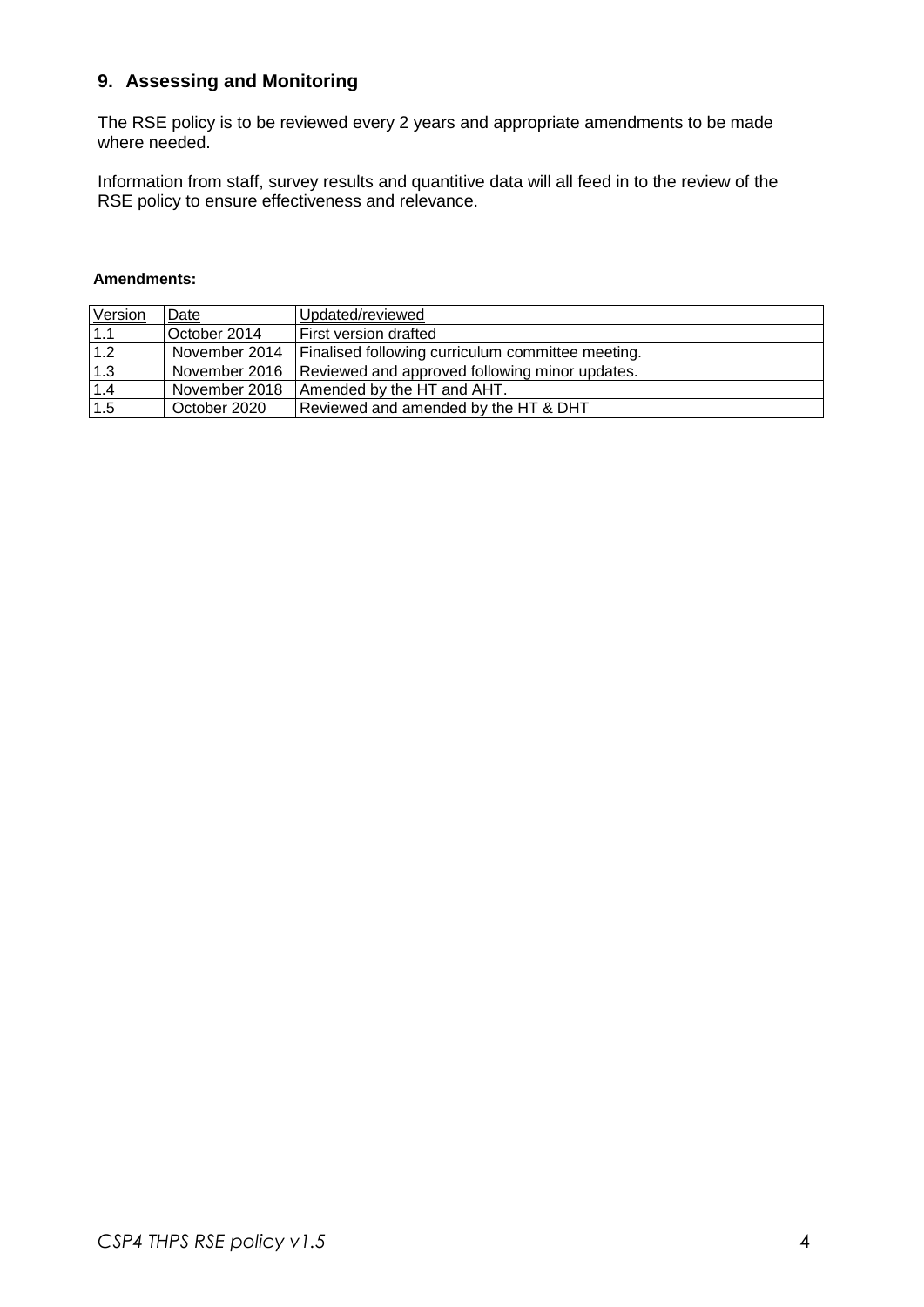## 9. Assessing and Monitoring

The RSE policy is to be reviewed every 2 years and appropriate amendments to be made where needed.

Information from staff, survey results and quantitive data will all feed in to the review of the RSE policy to ensure effectiveness and relevance.

**Amendments:**

| Version | Date | Updated/reviewed |
|---|---|---|
| 1.1 | October 2014 | First version drafted |
| 1.2 | November 2014 | Finalised following curriculum committee meeting. |
| 1.3 | November 2016 | Reviewed and approved following minor updates. |
| 1.4 | November 2018 | Amended by the HT and AHT. |
| 1.5 | October 2020 | Reviewed and amended by the HT & DHT |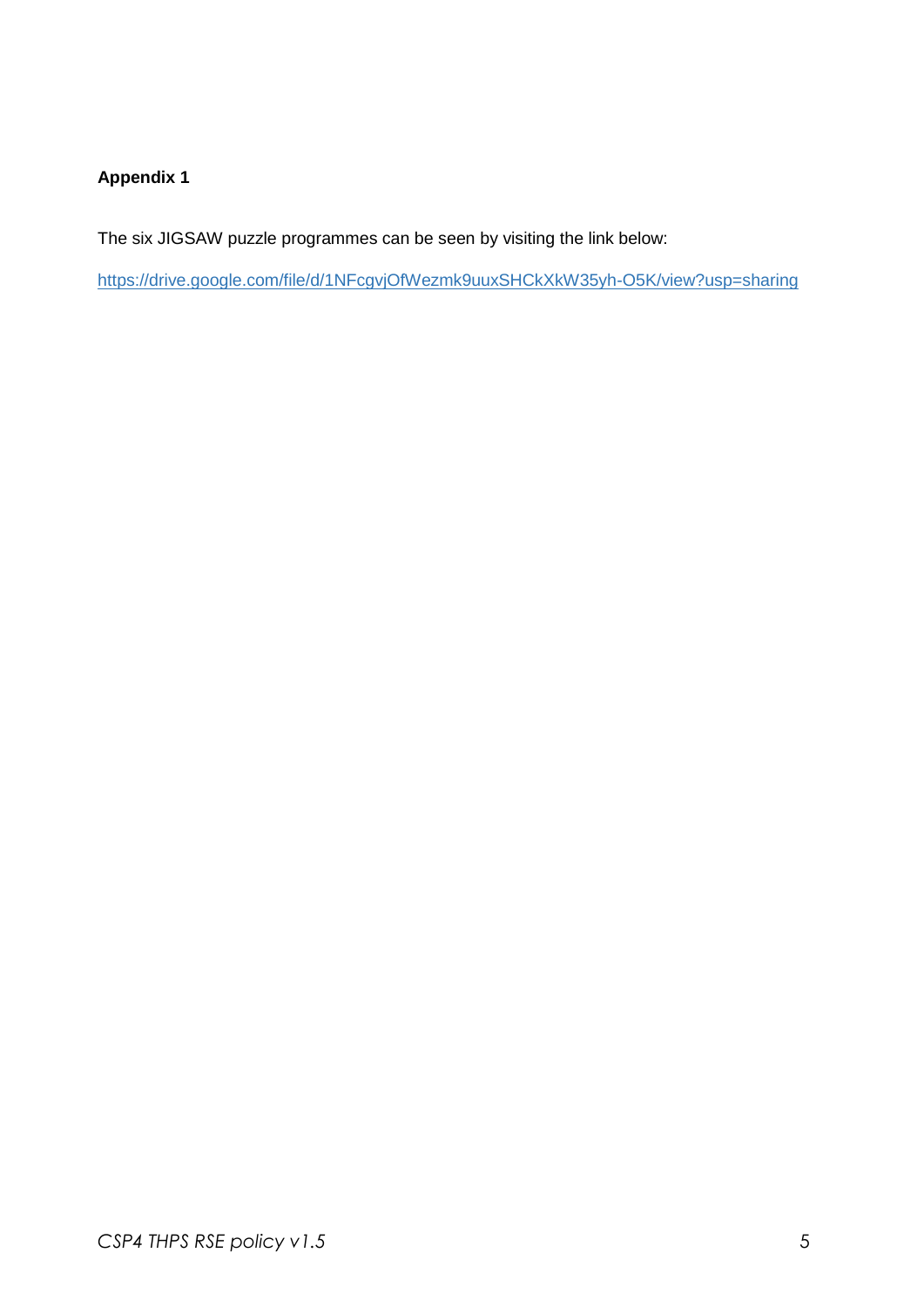**Appendix 1**

The six JIGSAW puzzle programmes can be seen by visiting the link below:

https://drive.google.com/file/d/1NFcgvjOfWezmk9uuxSHCkXkW35yh-O5K/view?usp=sharing